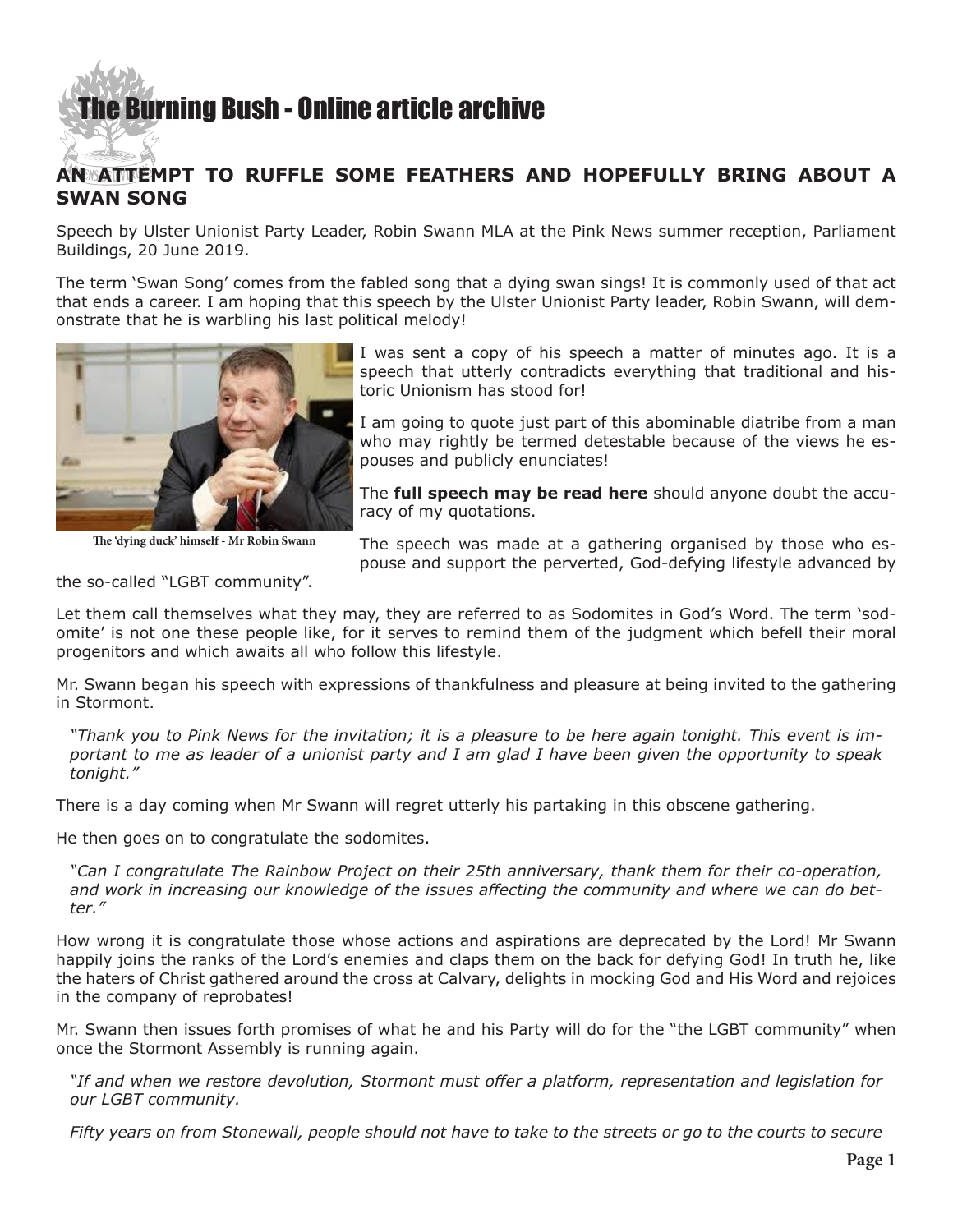# The Burning Bush - Online article archive

## AN ATTEMPT TO RUFFLE SOME FEATHERS AND HOPEFULLY BRING ABOUT A SWAN SONG

Speech by Ulster Unionist Party Leader, Robin Swann MLA at the Pink News summer reception, Parliament Buildings, 20 June 2019.

The term 'Swan Song' comes from the fabled song that a dying swan sings! It is commonly used of that act that ends a career. I am hoping that this speech by the Ulster Unionist Party leader, Robin Swann, will demonstrate that he is warbling his last political melody!

The 'dying duck' himself - Mr Robin Swann

I was sent a copy of his speech a matter of minutes ago. It is a speech that utterly contradicts everything that traditional and historic Unionism has stood for!

I am going to quote just part of this abominable diatribe from a man who may rightly be termed detestable because of the views he espouses and publicly enunciates!

The **full speech may be read here** should anyone doubt the accuracy of my quotations.

The speech was made at a gathering organised by those who espouse and support the perverted, God-defying lifestyle advanced by the so-called "LGBT community".

Let them call themselves what they may, they are referred to as Sodomites in God's Word. The term 'sodomite' is not one these people like, for it serves to remind them of the judgment which befell their moral progenitors and which awaits all who follow this lifestyle.

Mr. Swann began his speech with expressions of thankfulness and pleasure at being invited to the gathering in Stormont.

*"Thank you to Pink News for the invitation; it is a pleasure to be here again tonight. This event is important to me as leader of a unionist party and I am glad I have been given the opportunity to speak tonight."*

There is a day coming when Mr Swann will regret utterly his partaking in this obscene gathering.

He then goes on to congratulate the sodomites.

*"Can I congratulate The Rainbow Project on their 25th anniversary, thank them for their co-operation, and work in increasing our knowledge of the issues affecting the community and where we can do better."*

How wrong it is congratulate those whose actions and aspirations are deprecated by the Lord! Mr Swann happily joins the ranks of the Lord's enemies and claps them on the back for defying God! In truth he, like the haters of Christ gathered around the cross at Calvary, delights in mocking God and His Word and rejoices in the company of reprobates!

Mr. Swann then issues forth promises of what he and his Party will do for the "the LGBT community" when once the Stormont Assembly is running again.

*"If and when we restore devolution, Stormont must offer a platform, representation and legislation for our LGBT community.*

*Fifty years on from Stonewall, people should not have to take to the streets or go to the courts to secure*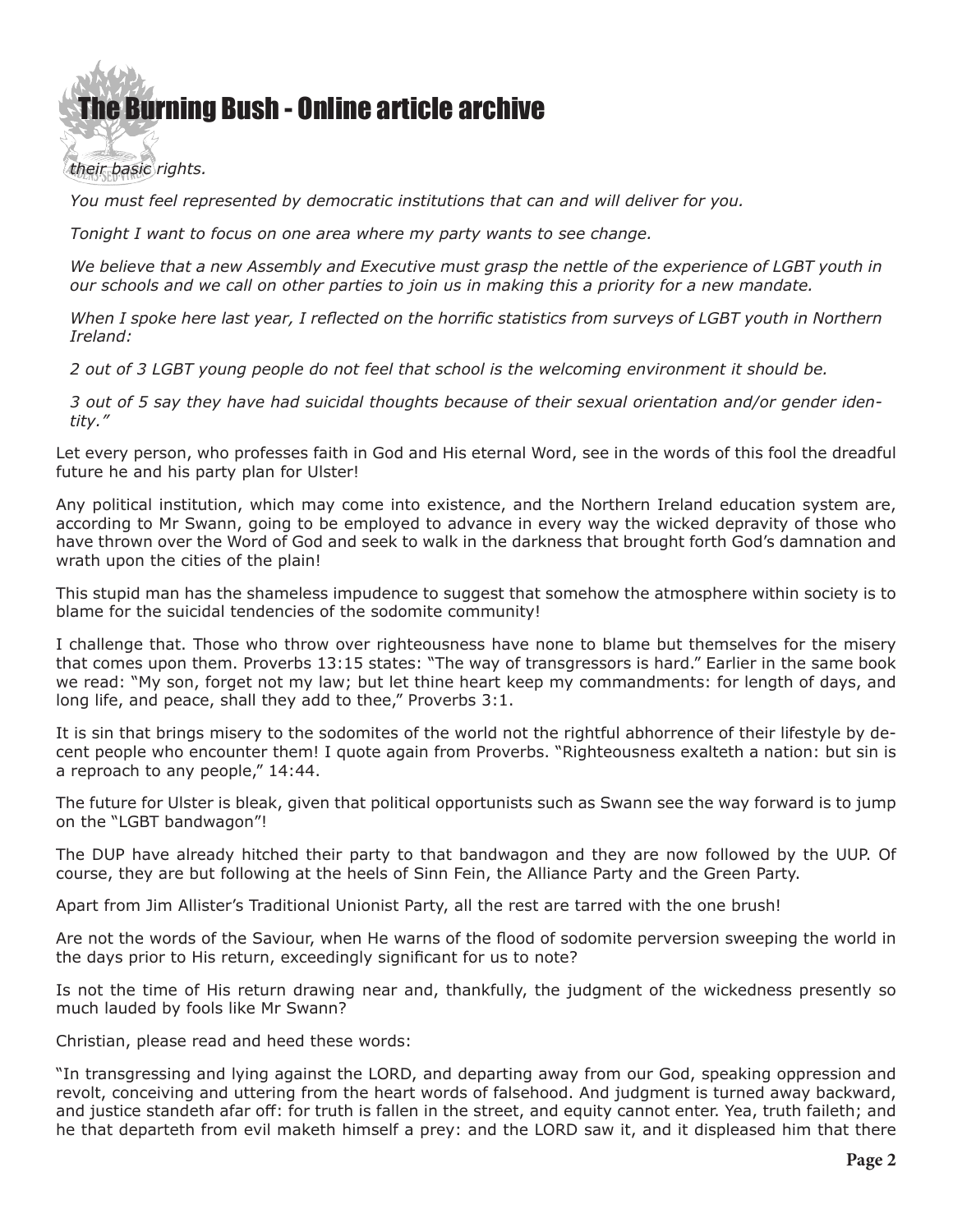*their basic rights.*

*You must feel represented by democratic institutions that can and will deliver for you.*

*Tonight I want to focus on one area where my party wants to see change.*

*We believe that a new Assembly and Executive must grasp the nettle of the experience of LGBT youth in our schools and we call on other parties to join us in making this a priority for a new mandate.*

*When I spoke here last year, I reflected on the horrific statistics from surveys of LGBT youth in Northern Ireland:*

*2 out of 3 LGBT young people do not feel that school is the welcoming environment it should be.*

*3 out of 5 say they have had suicidal thoughts because of their sexual orientation and/or gender identity."*

Let every person, who professes faith in God and His eternal Word, see in the words of this fool the dreadful future he and his party plan for Ulster!

Any political institution, which may come into existence, and the Northern Ireland education system are, according to Mr Swann, going to be employed to advance in every way the wicked depravity of those who have thrown over the Word of God and seek to walk in the darkness that brought forth God's damnation and wrath upon the cities of the plain!

This stupid man has the shameless impudence to suggest that somehow the atmosphere within society is to blame for the suicidal tendencies of the sodomite community!

I challenge that. Those who throw over righteousness have none to blame but themselves for the misery that comes upon them. Proverbs 13:15 states: "The way of transgressors is hard." Earlier in the same book we read: "My son, forget not my law; but let thine heart keep my commandments: for length of days, and long life, and peace, shall they add to thee," Proverbs 3:1.

It is sin that brings misery to the sodomites of the world not the rightful abhorrence of their lifestyle by decent people who encounter them! I quote again from Proverbs. "Righteousness exalteth a nation: but sin is a reproach to any people," 14:44.

The future for Ulster is bleak, given that political opportunists such as Swann see the way forward is to jump on the "LGBT bandwagon"!

The DUP have already hitched their party to that bandwagon and they are now followed by the UUP. Of course, they are but following at the heels of Sinn Fein, the Alliance Party and the Green Party.

Apart from Jim Allister's Traditional Unionist Party, all the rest are tarred with the one brush!

Are not the words of the Saviour, when He warns of the flood of sodomite perversion sweeping the world in the days prior to His return, exceedingly significant for us to note?

Is not the time of His return drawing near and, thankfully, the judgment of the wickedness presently so much lauded by fools like Mr Swann?

Christian, please read and heed these words:

"In transgressing and lying against the LORD, and departing away from our God, speaking oppression and revolt, conceiving and uttering from the heart words of falsehood. And judgment is turned away backward, and justice standeth afar off: for truth is fallen in the street, and equity cannot enter. Yea, truth faileth; and he that departeth from evil maketh himself a prey: and the LORD saw it, and it displeased him that there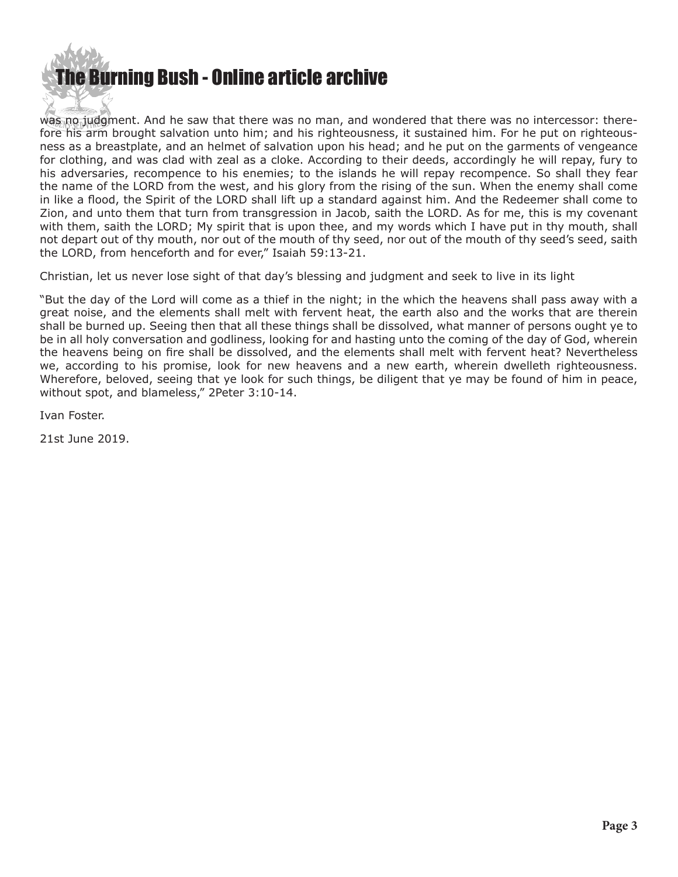was no judgment. And he saw that there was no man, and wondered that there was no intercessor: therefore his arm brought salvation unto him; and his righteousness, it sustained him. For he put on righteousness as a breastplate, and an helmet of salvation upon his head; and he put on the garments of vengeance for clothing, and was clad with zeal as a cloke. According to their deeds, accordingly he will repay, fury to his adversaries, recompence to his enemies; to the islands he will repay recompence. So shall they fear the name of the LORD from the west, and his glory from the rising of the sun. When the enemy shall come in like a flood, the Spirit of the LORD shall lift up a standard against him. And the Redeemer shall come to Zion, and unto them that turn from transgression in Jacob, saith the LORD. As for me, this is my covenant with them, saith the LORD; My spirit that is upon thee, and my words which I have put in thy mouth, shall not depart out of thy mouth, nor out of the mouth of thy seed, nor out of the mouth of thy seed's seed, saith the LORD, from henceforth and for ever," Isaiah 59:13-21.

Christian, let us never lose sight of that day's blessing and judgment and seek to live in its light

"But the day of the Lord will come as a thief in the night; in the which the heavens shall pass away with a great noise, and the elements shall melt with fervent heat, the earth also and the works that are therein shall be burned up. Seeing then that all these things shall be dissolved, what manner of persons ought ye to be in all holy conversation and godliness, looking for and hasting unto the coming of the day of God, wherein the heavens being on fire shall be dissolved, and the elements shall melt with fervent heat? Nevertheless we, according to his promise, look for new heavens and a new earth, wherein dwelleth righteousness. Wherefore, beloved, seeing that ye look for such things, be diligent that ye may be found of him in peace, without spot, and blameless," 2Peter 3:10-14.

Ivan Foster.

21st June 2019.